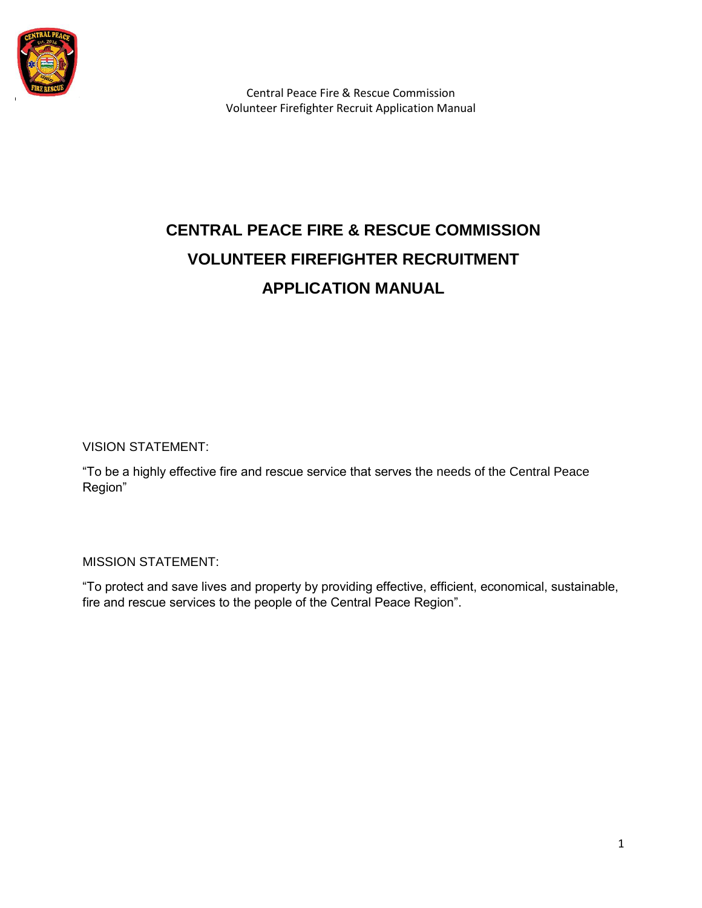# CENTRAL PEACE FIRE & RESCUE COMMISSION
# VOLUNTEER FIREFIGHTER RECRUITMENT
# APPLICATION MANUAL

VISION STATEMENT:

"To be a highly effective fire and rescue service that serves the needs of the Central Peace Region"

MISSION STATEMENT:

"To protect and save lives and property by providing effective, efficient, economical, sustainable, fire and rescue services to the people of the Central Peace Region".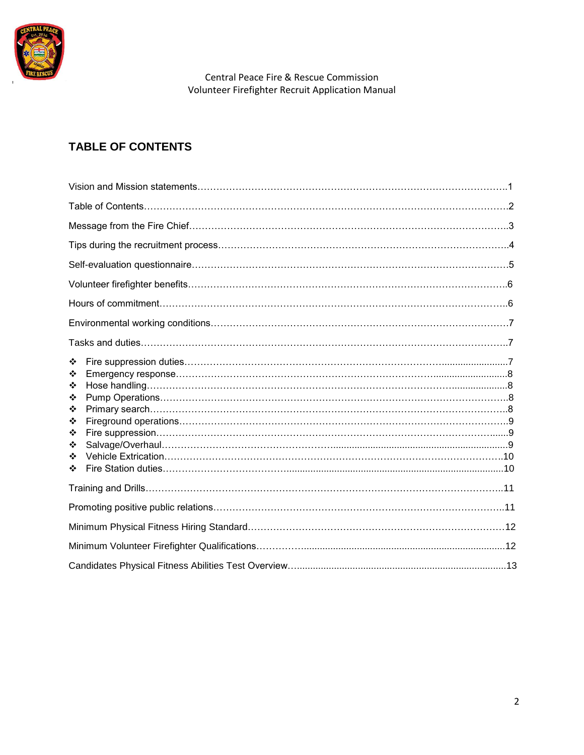Central Peace Fire & Rescue Commission
Volunteer Firefighter Recruit Application Manual

## TABLE OF CONTENTS

Vision and Mission statements……………………………………………………………………………………1

Table of Contents………………………………………………………………………………………………….2

Message from the Fire Chief………………………………………………………………………………………3

Tips during the recruitment process……………………………………………………………………………….4

Self-evaluation questionnaire………………………………………………………………………………………5

Volunteer firefighter benefits……………………………………………………………………………………….6

Hours of commitment………………………………………………………………………………………………6

Environmental working conditions…………………………………………………………………………………7

Tasks and duties……………………………………………………………………………………………………7

- ❖ Fire suppression duties………………………………………………………………………………7
- ❖ Emergency response…………………………………………………………………………………8
- ❖ Hose handling…………………………………………………………………………………………8
- ❖ Pump Operations………………………………………………………………………………………8
- ❖ Primary search…………………………………………………………………………………………8
- ❖ Fireground operations…………………………………………………………………………………9
- ❖ Fire suppression………………………………………………………………………………………9
- ❖ Salvage/Overhaul………………………………………………………………………………………9
- ❖ Vehicle Extrication……………………………………………………………………………………10
- ❖ Fire Station duties……………………………………………………………………………………10

Training and Drills…………………………………………………………………………………………………11

Promoting positive public relations………………………………………………………………………………11

Minimum Physical Fitness Hiring Standard………………………………………………………………………12

Minimum Volunteer Firefighter Qualifications……………………………………………………………………12

Candidates Physical Fitness Abilities Test Overview……………………………………………………………13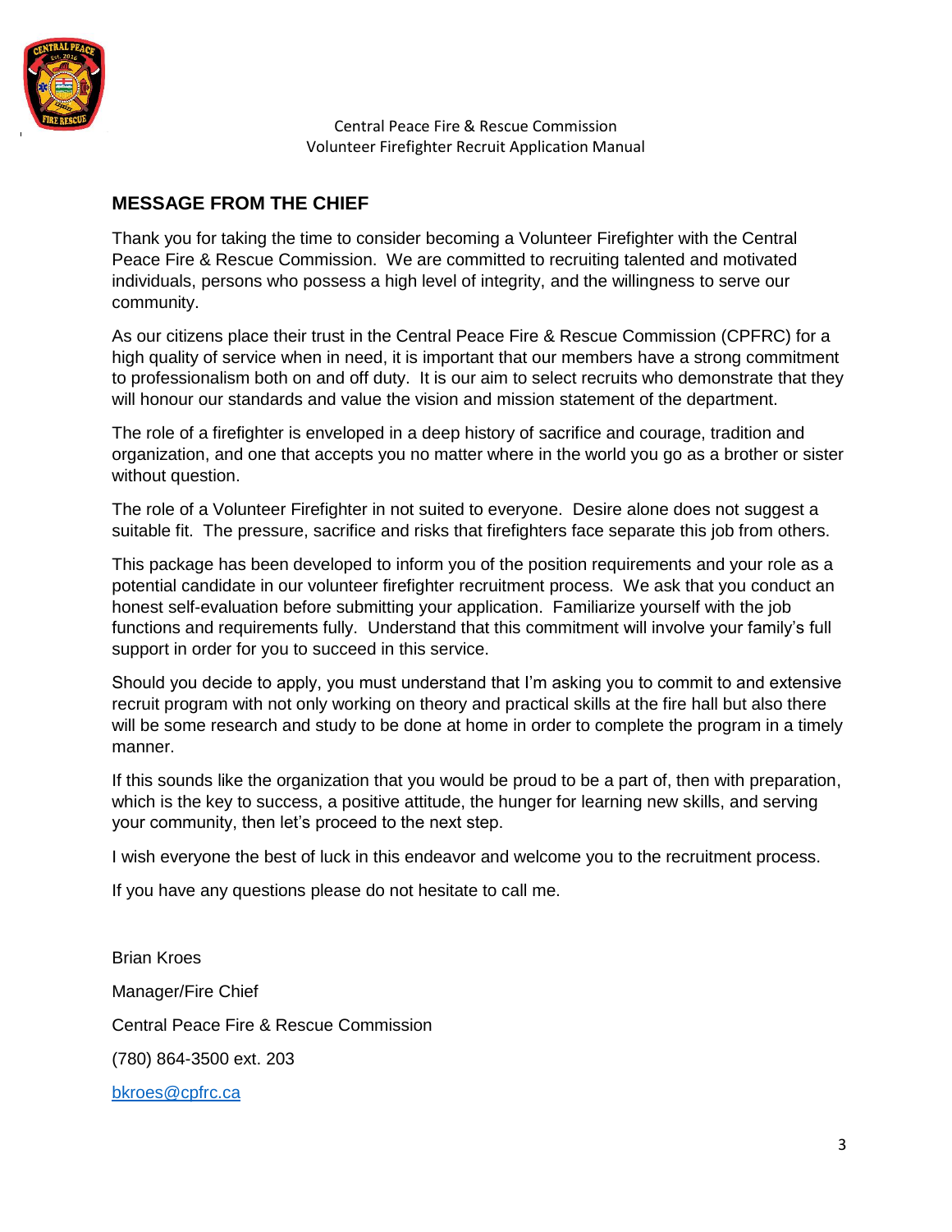## MESSAGE FROM THE CHIEF

Thank you for taking the time to consider becoming a Volunteer Firefighter with the Central Peace Fire & Rescue Commission. We are committed to recruiting talented and motivated individuals, persons who possess a high level of integrity, and the willingness to serve our community.

As our citizens place their trust in the Central Peace Fire & Rescue Commission (CPFRC) for a high quality of service when in need, it is important that our members have a strong commitment to professionalism both on and off duty. It is our aim to select recruits who demonstrate that they will honour our standards and value the vision and mission statement of the department.

The role of a firefighter is enveloped in a deep history of sacrifice and courage, tradition and organization, and one that accepts you no matter where in the world you go as a brother or sister without question.

The role of a Volunteer Firefighter in not suited to everyone. Desire alone does not suggest a suitable fit. The pressure, sacrifice and risks that firefighters face separate this job from others.

This package has been developed to inform you of the position requirements and your role as a potential candidate in our volunteer firefighter recruitment process. We ask that you conduct an honest self-evaluation before submitting your application. Familiarize yourself with the job functions and requirements fully. Understand that this commitment will involve your family's full support in order for you to succeed in this service.

Should you decide to apply, you must understand that I'm asking you to commit to and extensive recruit program with not only working on theory and practical skills at the fire hall but also there will be some research and study to be done at home in order to complete the program in a timely manner.

If this sounds like the organization that you would be proud to be a part of, then with preparation, which is the key to success, a positive attitude, the hunger for learning new skills, and serving your community, then let's proceed to the next step.

I wish everyone the best of luck in this endeavor and welcome you to the recruitment process.

If you have any questions please do not hesitate to call me.

Brian Kroes

Manager/Fire Chief

Central Peace Fire & Rescue Commission

(780) 864-3500 ext. 203

bkroes@cpfrc.ca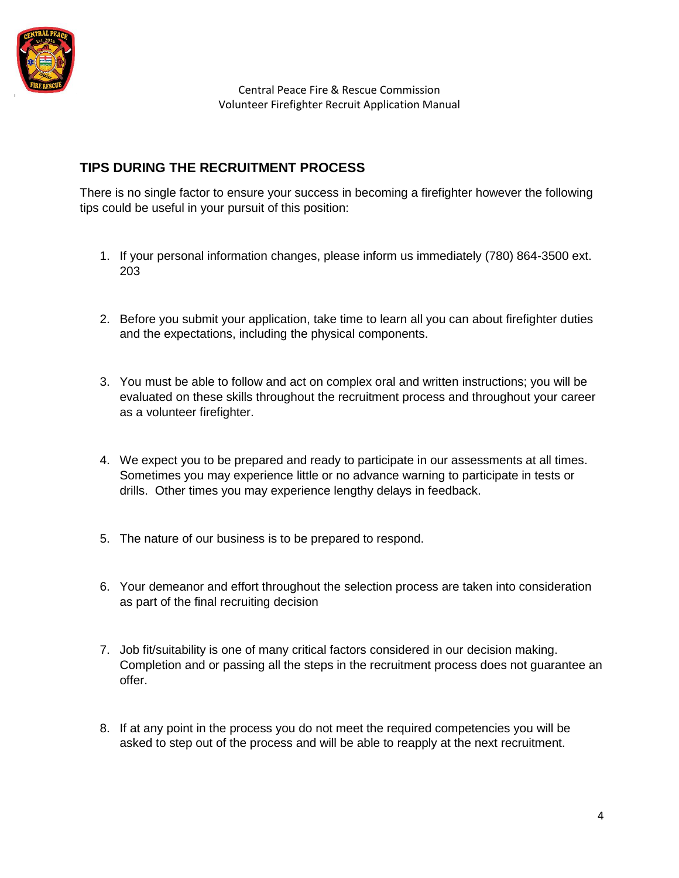## TIPS DURING THE RECRUITMENT PROCESS

There is no single factor to ensure your success in becoming a firefighter however the following tips could be useful in your pursuit of this position:

1. If your personal information changes, please inform us immediately (780) 864-3500 ext. 203
2. Before you submit your application, take time to learn all you can about firefighter duties and the expectations, including the physical components.
3. You must be able to follow and act on complex oral and written instructions; you will be evaluated on these skills throughout the recruitment process and throughout your career as a volunteer firefighter.
4. We expect you to be prepared and ready to participate in our assessments at all times. Sometimes you may experience little or no advance warning to participate in tests or drills. Other times you may experience lengthy delays in feedback.
5. The nature of our business is to be prepared to respond.
6. Your demeanor and effort throughout the selection process are taken into consideration as part of the final recruiting decision
7. Job fit/suitability is one of many critical factors considered in our decision making. Completion and or passing all the steps in the recruitment process does not guarantee an offer.
8. If at any point in the process you do not meet the required competencies you will be asked to step out of the process and will be able to reapply at the next recruitment.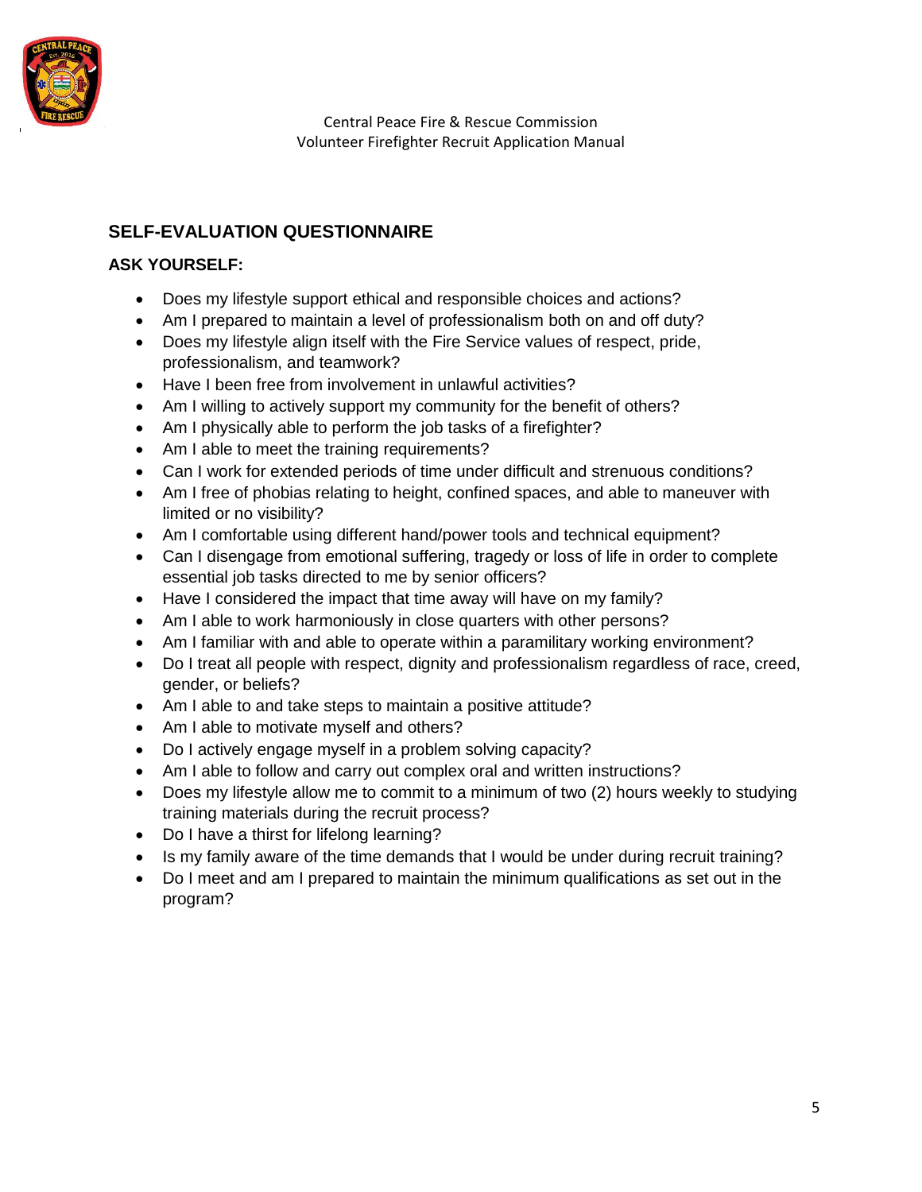## SELF-EVALUATION QUESTIONNAIRE

### ASK YOURSELF:

- Does my lifestyle support ethical and responsible choices and actions?
- Am I prepared to maintain a level of professionalism both on and off duty?
- Does my lifestyle align itself with the Fire Service values of respect, pride, professionalism, and teamwork?
- Have I been free from involvement in unlawful activities?
- Am I willing to actively support my community for the benefit of others?
- Am I physically able to perform the job tasks of a firefighter?
- Am I able to meet the training requirements?
- Can I work for extended periods of time under difficult and strenuous conditions?
- Am I free of phobias relating to height, confined spaces, and able to maneuver with limited or no visibility?
- Am I comfortable using different hand/power tools and technical equipment?
- Can I disengage from emotional suffering, tragedy or loss of life in order to complete essential job tasks directed to me by senior officers?
- Have I considered the impact that time away will have on my family?
- Am I able to work harmoniously in close quarters with other persons?
- Am I familiar with and able to operate within a paramilitary working environment?
- Do I treat all people with respect, dignity and professionalism regardless of race, creed, gender, or beliefs?
- Am I able to and take steps to maintain a positive attitude?
- Am I able to motivate myself and others?
- Do I actively engage myself in a problem solving capacity?
- Am I able to follow and carry out complex oral and written instructions?
- Does my lifestyle allow me to commit to a minimum of two (2) hours weekly to studying training materials during the recruit process?
- Do I have a thirst for lifelong learning?
- Is my family aware of the time demands that I would be under during recruit training?
- Do I meet and am I prepared to maintain the minimum qualifications as set out in the program?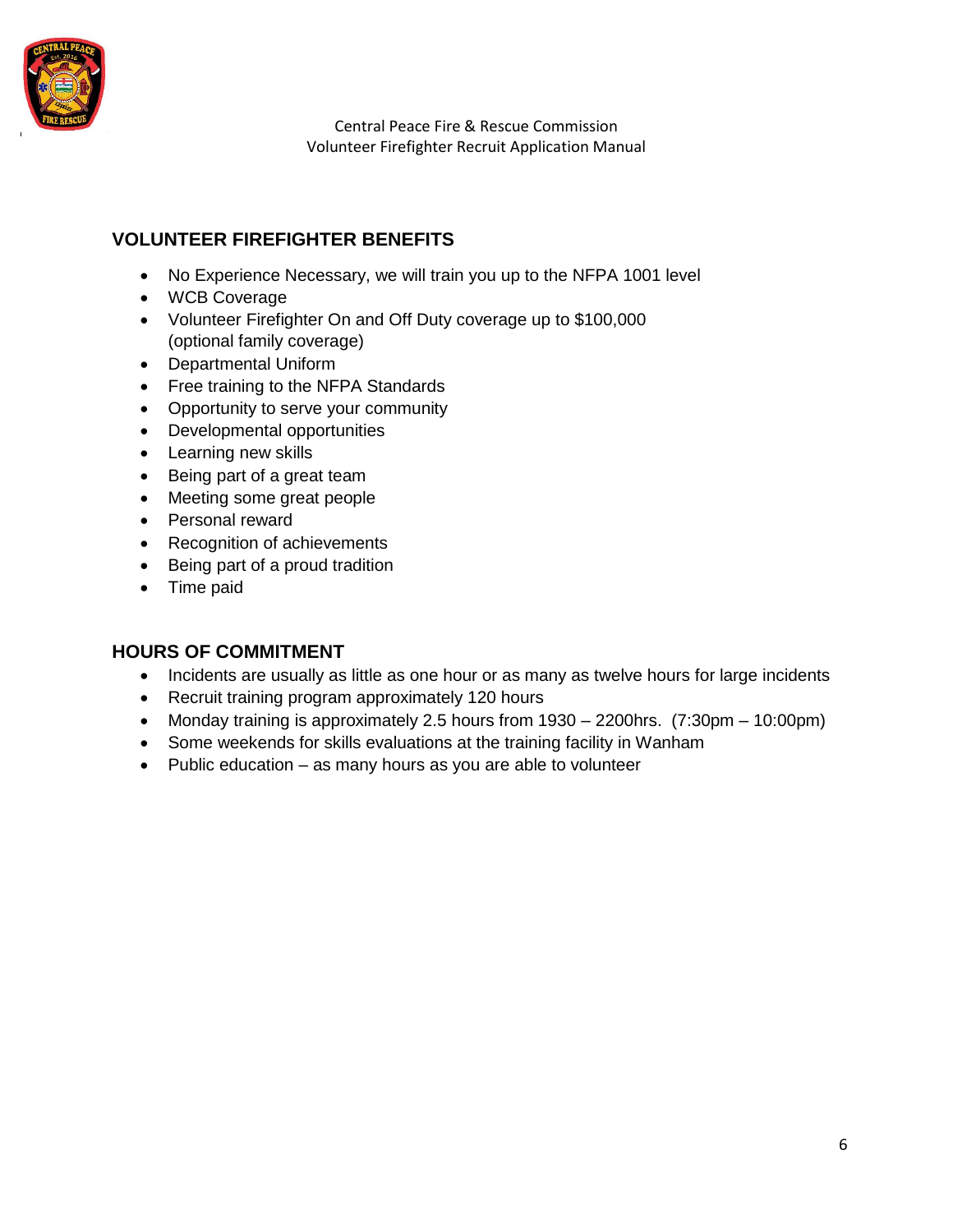## VOLUNTEER FIREFIGHTER BENEFITS

- No Experience Necessary, we will train you up to the NFPA 1001 level
- WCB Coverage
- Volunteer Firefighter On and Off Duty coverage up to $100,000 (optional family coverage)
- Departmental Uniform
- Free training to the NFPA Standards
- Opportunity to serve your community
- Developmental opportunities
- Learning new skills
- Being part of a great team
- Meeting some great people
- Personal reward
- Recognition of achievements
- Being part of a proud tradition
- Time paid

## HOURS OF COMMITMENT

- Incidents are usually as little as one hour or as many as twelve hours for large incidents
- Recruit training program approximately 120 hours
- Monday training is approximately 2.5 hours from 1930 – 2200hrs. (7:30pm – 10:00pm)
- Some weekends for skills evaluations at the training facility in Wanham
- Public education – as many hours as you are able to volunteer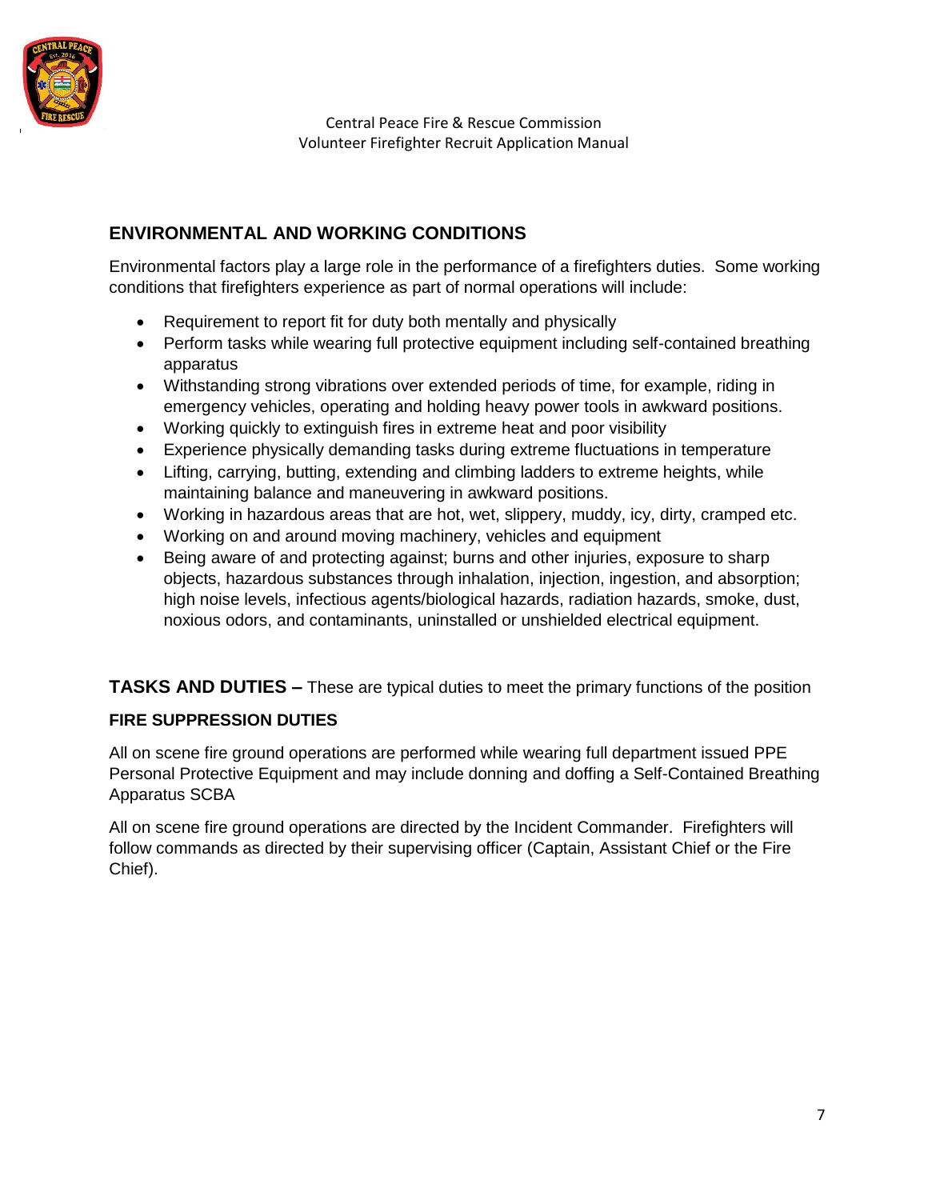## ENVIRONMENTAL AND WORKING CONDITIONS

Environmental factors play a large role in the performance of a firefighters duties. Some working conditions that firefighters experience as part of normal operations will include:

- Requirement to report fit for duty both mentally and physically
- Perform tasks while wearing full protective equipment including self-contained breathing apparatus
- Withstanding strong vibrations over extended periods of time, for example, riding in emergency vehicles, operating and holding heavy power tools in awkward positions.
- Working quickly to extinguish fires in extreme heat and poor visibility
- Experience physically demanding tasks during extreme fluctuations in temperature
- Lifting, carrying, butting, extending and climbing ladders to extreme heights, while maintaining balance and maneuvering in awkward positions.
- Working in hazardous areas that are hot, wet, slippery, muddy, icy, dirty, cramped etc.
- Working on and around moving machinery, vehicles and equipment
- Being aware of and protecting against; burns and other injuries, exposure to sharp objects, hazardous substances through inhalation, injection, ingestion, and absorption; high noise levels, infectious agents/biological hazards, radiation hazards, smoke, dust, noxious odors, and contaminants, uninstalled or unshielded electrical equipment.

## TASKS AND DUTIES – These are typical duties to meet the primary functions of the position

### FIRE SUPPRESSION DUTIES

All on scene fire ground operations are performed while wearing full department issued PPE Personal Protective Equipment and may include donning and doffing a Self-Contained Breathing Apparatus SCBA

All on scene fire ground operations are directed by the Incident Commander. Firefighters will follow commands as directed by their supervising officer (Captain, Assistant Chief or the Fire Chief).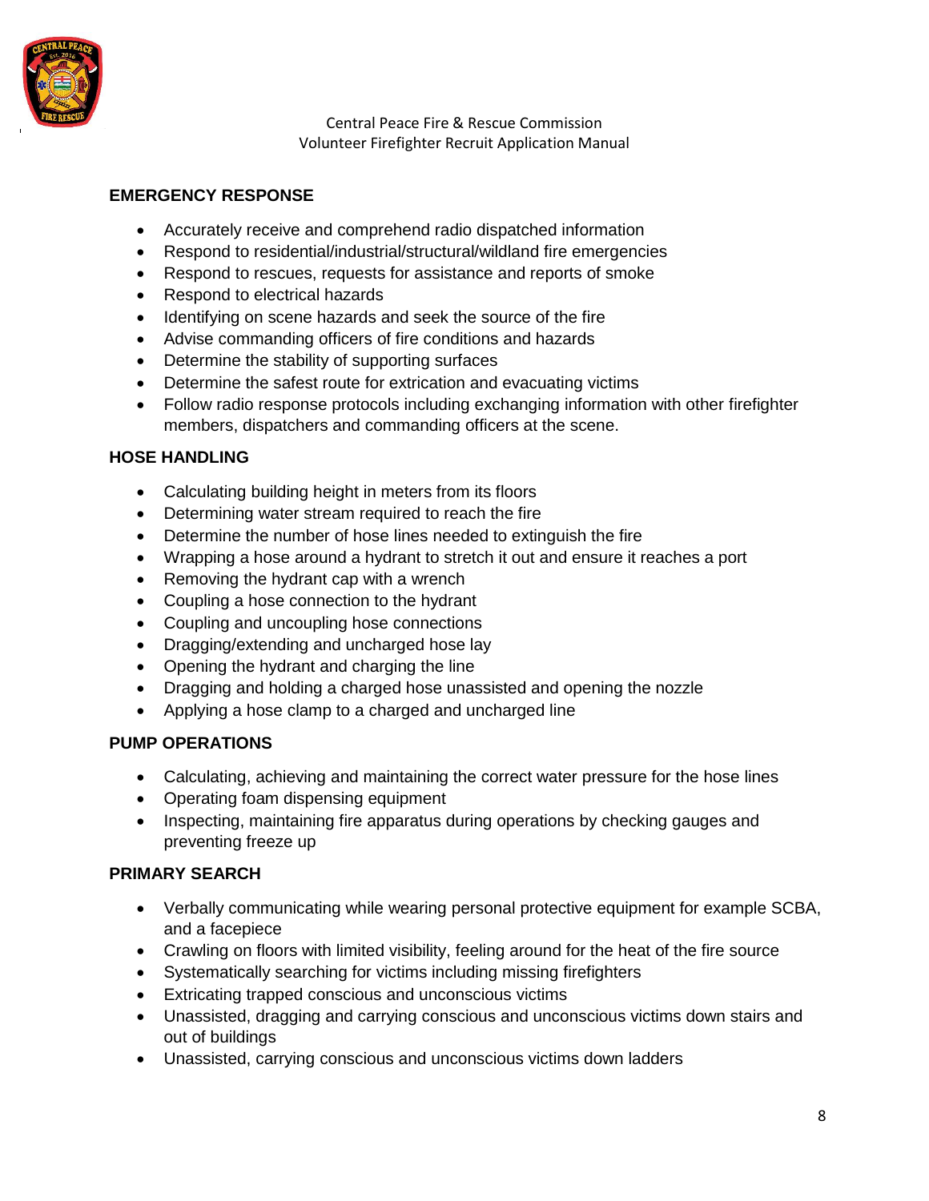## EMERGENCY RESPONSE

- Accurately receive and comprehend radio dispatched information
- Respond to residential/industrial/structural/wildland fire emergencies
- Respond to rescues, requests for assistance and reports of smoke
- Respond to electrical hazards
- Identifying on scene hazards and seek the source of the fire
- Advise commanding officers of fire conditions and hazards
- Determine the stability of supporting surfaces
- Determine the safest route for extrication and evacuating victims
- Follow radio response protocols including exchanging information with other firefighter members, dispatchers and commanding officers at the scene.

## HOSE HANDLING

- Calculating building height in meters from its floors
- Determining water stream required to reach the fire
- Determine the number of hose lines needed to extinguish the fire
- Wrapping a hose around a hydrant to stretch it out and ensure it reaches a port
- Removing the hydrant cap with a wrench
- Coupling a hose connection to the hydrant
- Coupling and uncoupling hose connections
- Dragging/extending and uncharged hose lay
- Opening the hydrant and charging the line
- Dragging and holding a charged hose unassisted and opening the nozzle
- Applying a hose clamp to a charged and uncharged line

## PUMP OPERATIONS

- Calculating, achieving and maintaining the correct water pressure for the hose lines
- Operating foam dispensing equipment
- Inspecting, maintaining fire apparatus during operations by checking gauges and preventing freeze up

## PRIMARY SEARCH

- Verbally communicating while wearing personal protective equipment for example SCBA, and a facepiece
- Crawling on floors with limited visibility, feeling around for the heat of the fire source
- Systematically searching for victims including missing firefighters
- Extricating trapped conscious and unconscious victims
- Unassisted, dragging and carrying conscious and unconscious victims down stairs and out of buildings
- Unassisted, carrying conscious and unconscious victims down ladders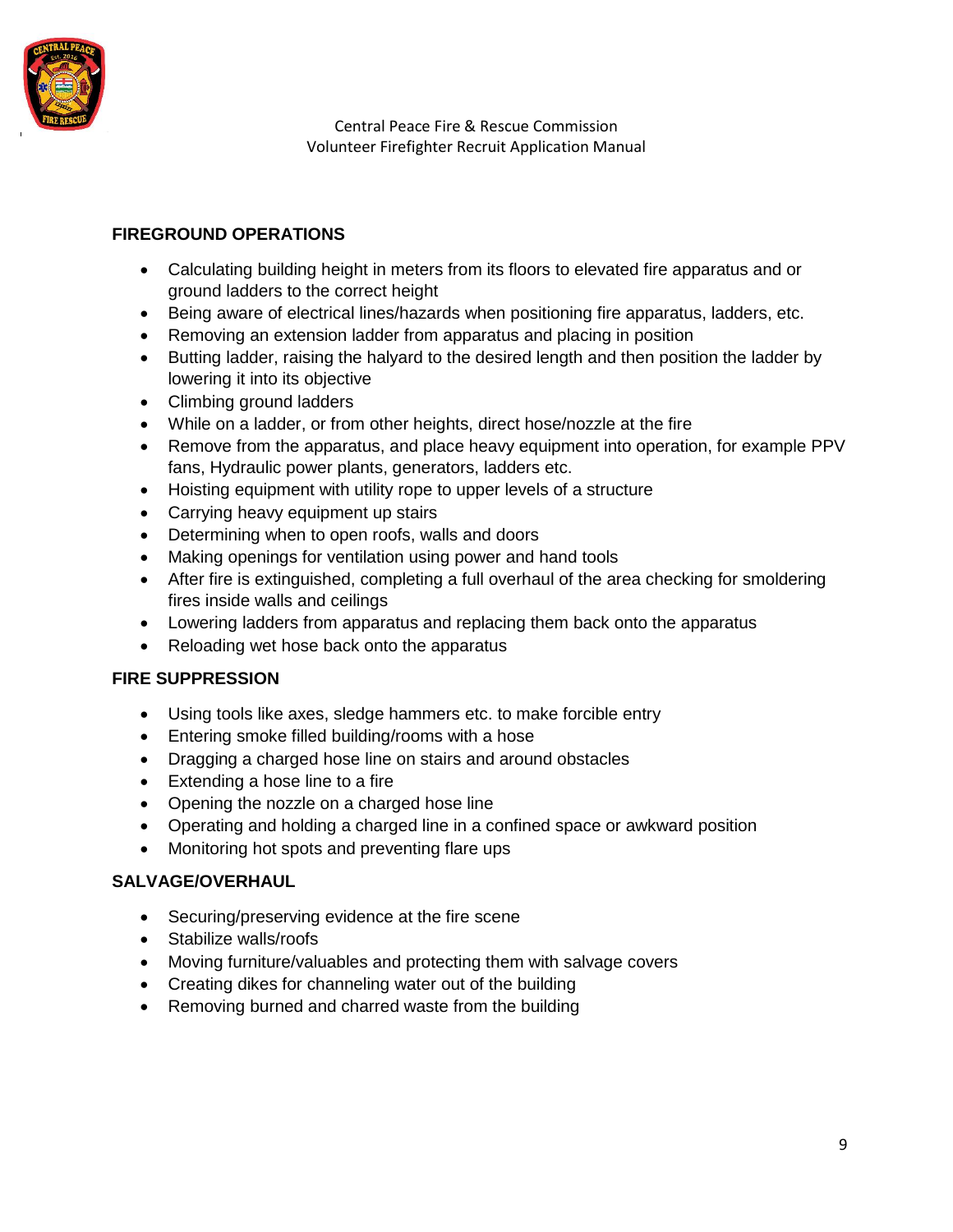## FIREGROUND OPERATIONS

- Calculating building height in meters from its floors to elevated fire apparatus and or ground ladders to the correct height
- Being aware of electrical lines/hazards when positioning fire apparatus, ladders, etc.
- Removing an extension ladder from apparatus and placing in position
- Butting ladder, raising the halyard to the desired length and then position the ladder by lowering it into its objective
- Climbing ground ladders
- While on a ladder, or from other heights, direct hose/nozzle at the fire
- Remove from the apparatus, and place heavy equipment into operation, for example PPV fans, Hydraulic power plants, generators, ladders etc.
- Hoisting equipment with utility rope to upper levels of a structure
- Carrying heavy equipment up stairs
- Determining when to open roofs, walls and doors
- Making openings for ventilation using power and hand tools
- After fire is extinguished, completing a full overhaul of the area checking for smoldering fires inside walls and ceilings
- Lowering ladders from apparatus and replacing them back onto the apparatus
- Reloading wet hose back onto the apparatus

## FIRE SUPPRESSION

- Using tools like axes, sledge hammers etc. to make forcible entry
- Entering smoke filled building/rooms with a hose
- Dragging a charged hose line on stairs and around obstacles
- Extending a hose line to a fire
- Opening the nozzle on a charged hose line
- Operating and holding a charged line in a confined space or awkward position
- Monitoring hot spots and preventing flare ups

## SALVAGE/OVERHAUL

- Securing/preserving evidence at the fire scene
- Stabilize walls/roofs
- Moving furniture/valuables and protecting them with salvage covers
- Creating dikes for channeling water out of the building
- Removing burned and charred waste from the building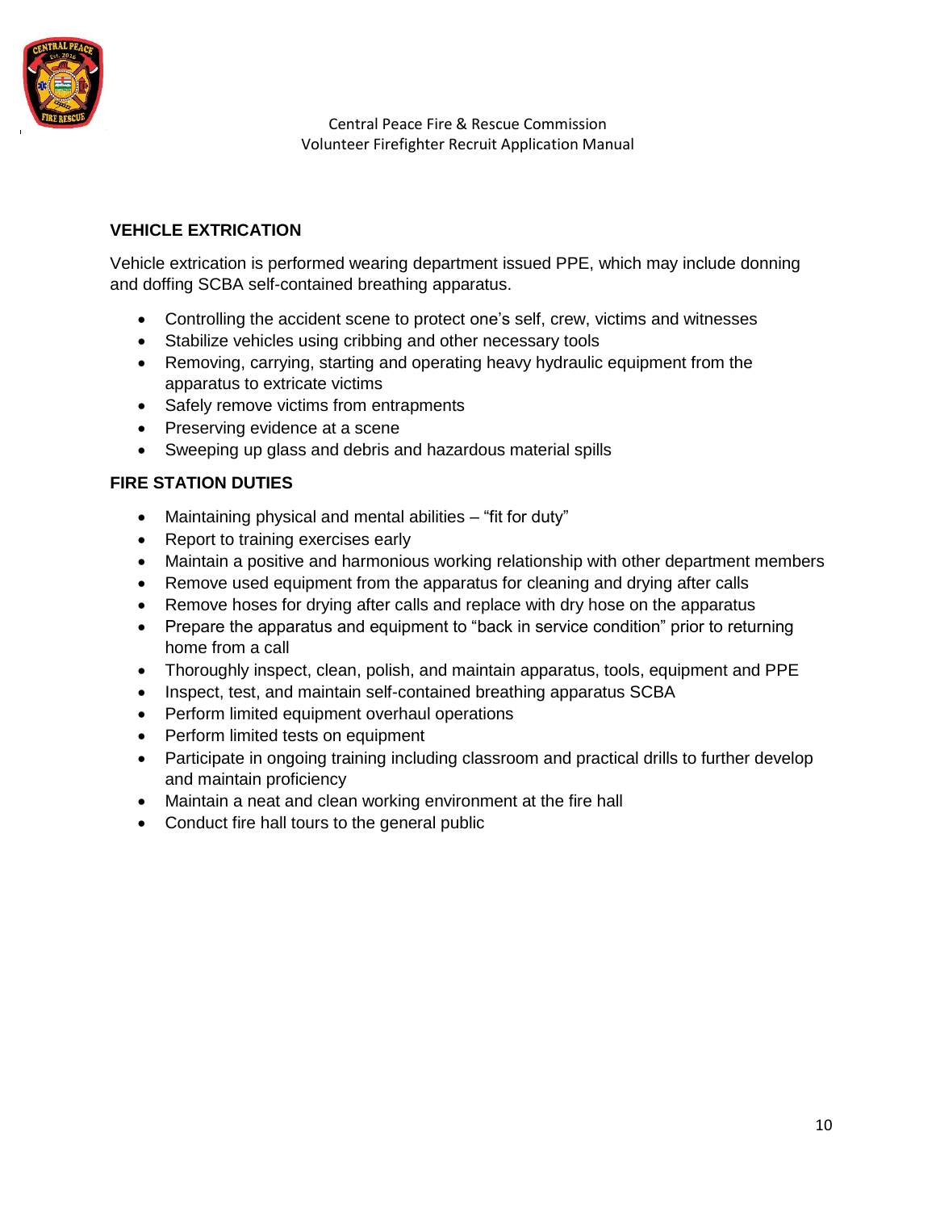## VEHICLE EXTRICATION

Vehicle extrication is performed wearing department issued PPE, which may include donning and doffing SCBA self-contained breathing apparatus.

- Controlling the accident scene to protect one's self, crew, victims and witnesses
- Stabilize vehicles using cribbing and other necessary tools
- Removing, carrying, starting and operating heavy hydraulic equipment from the apparatus to extricate victims
- Safely remove victims from entrapments
- Preserving evidence at a scene
- Sweeping up glass and debris and hazardous material spills

## FIRE STATION DUTIES

- Maintaining physical and mental abilities – "fit for duty"
- Report to training exercises early
- Maintain a positive and harmonious working relationship with other department members
- Remove used equipment from the apparatus for cleaning and drying after calls
- Remove hoses for drying after calls and replace with dry hose on the apparatus
- Prepare the apparatus and equipment to "back in service condition" prior to returning home from a call
- Thoroughly inspect, clean, polish, and maintain apparatus, tools, equipment and PPE
- Inspect, test, and maintain self-contained breathing apparatus SCBA
- Perform limited equipment overhaul operations
- Perform limited tests on equipment
- Participate in ongoing training including classroom and practical drills to further develop and maintain proficiency
- Maintain a neat and clean working environment at the fire hall
- Conduct fire hall tours to the general public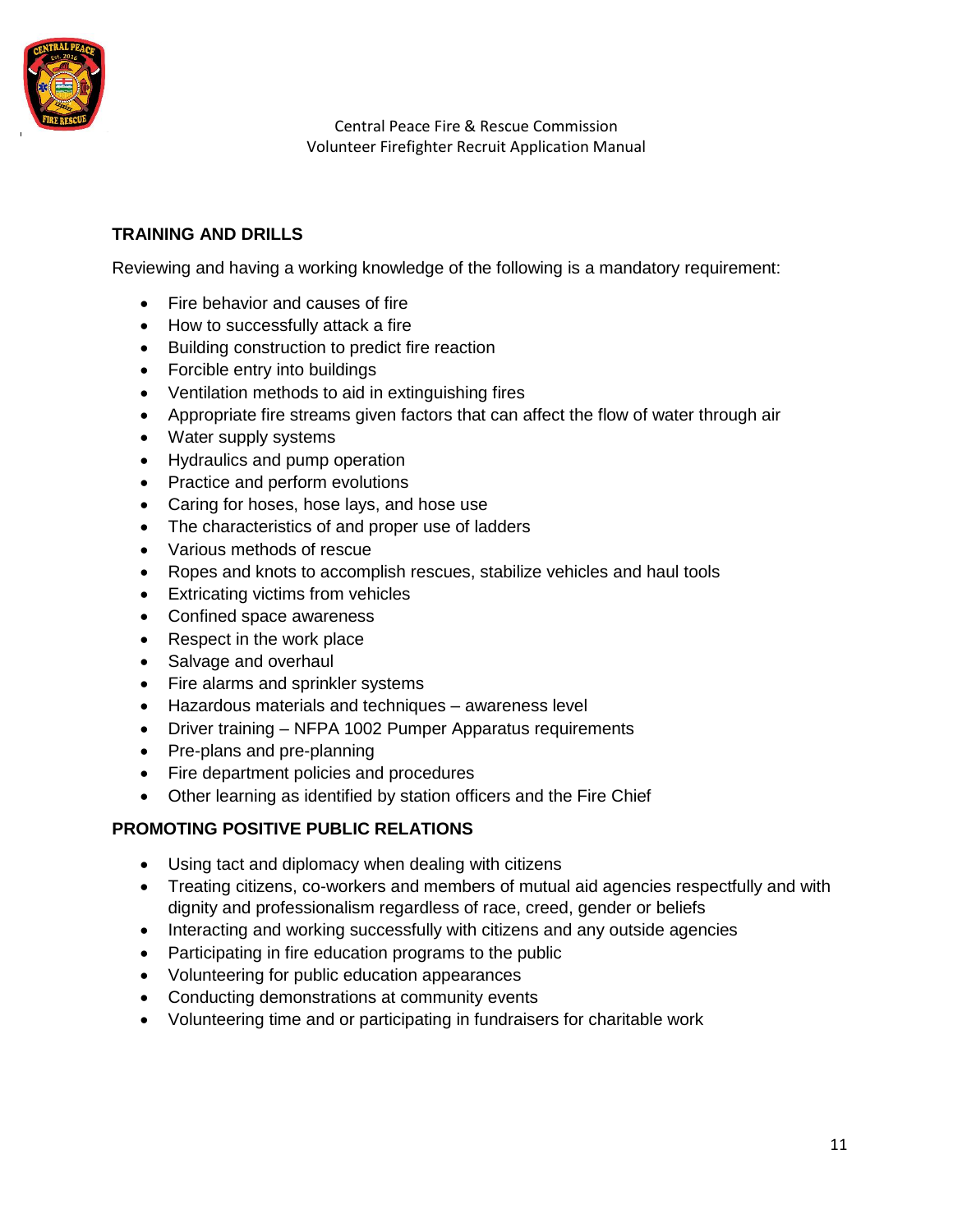## TRAINING AND DRILLS

Reviewing and having a working knowledge of the following is a mandatory requirement:

- Fire behavior and causes of fire
- How to successfully attack a fire
- Building construction to predict fire reaction
- Forcible entry into buildings
- Ventilation methods to aid in extinguishing fires
- Appropriate fire streams given factors that can affect the flow of water through air
- Water supply systems
- Hydraulics and pump operation
- Practice and perform evolutions
- Caring for hoses, hose lays, and hose use
- The characteristics of and proper use of ladders
- Various methods of rescue
- Ropes and knots to accomplish rescues, stabilize vehicles and haul tools
- Extricating victims from vehicles
- Confined space awareness
- Respect in the work place
- Salvage and overhaul
- Fire alarms and sprinkler systems
- Hazardous materials and techniques – awareness level
- Driver training – NFPA 1002 Pumper Apparatus requirements
- Pre-plans and pre-planning
- Fire department policies and procedures
- Other learning as identified by station officers and the Fire Chief

## PROMOTING POSITIVE PUBLIC RELATIONS

- Using tact and diplomacy when dealing with citizens
- Treating citizens, co-workers and members of mutual aid agencies respectfully and with dignity and professionalism regardless of race, creed, gender or beliefs
- Interacting and working successfully with citizens and any outside agencies
- Participating in fire education programs to the public
- Volunteering for public education appearances
- Conducting demonstrations at community events
- Volunteering time and or participating in fundraisers for charitable work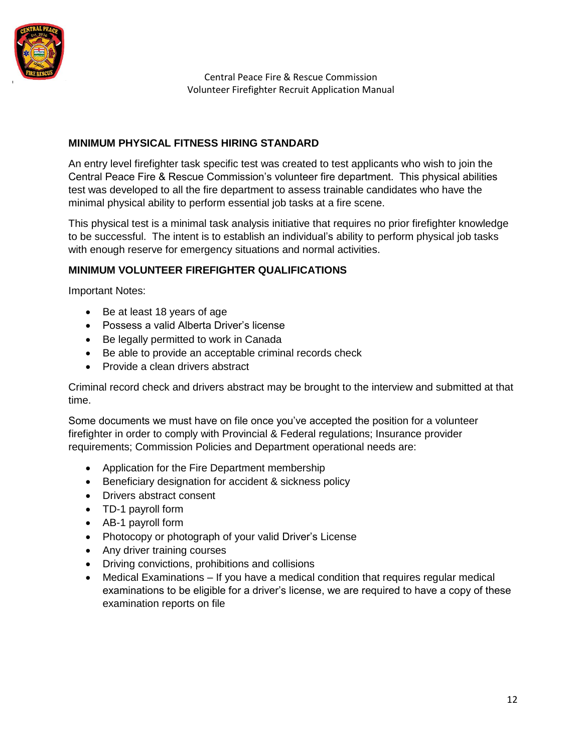## MINIMUM PHYSICAL FITNESS HIRING STANDARD

An entry level firefighter task specific test was created to test applicants who wish to join the Central Peace Fire & Rescue Commission's volunteer fire department. This physical abilities test was developed to all the fire department to assess trainable candidates who have the minimal physical ability to perform essential job tasks at a fire scene.

This physical test is a minimal task analysis initiative that requires no prior firefighter knowledge to be successful. The intent is to establish an individual's ability to perform physical job tasks with enough reserve for emergency situations and normal activities.

## MINIMUM VOLUNTEER FIREFIGHTER QUALIFICATIONS

Important Notes:

- Be at least 18 years of age
- Possess a valid Alberta Driver's license
- Be legally permitted to work in Canada
- Be able to provide an acceptable criminal records check
- Provide a clean drivers abstract

Criminal record check and drivers abstract may be brought to the interview and submitted at that time.

Some documents we must have on file once you've accepted the position for a volunteer firefighter in order to comply with Provincial & Federal regulations; Insurance provider requirements; Commission Policies and Department operational needs are:

- Application for the Fire Department membership
- Beneficiary designation for accident & sickness policy
- Drivers abstract consent
- TD-1 payroll form
- AB-1 payroll form
- Photocopy or photograph of your valid Driver's License
- Any driver training courses
- Driving convictions, prohibitions and collisions
- Medical Examinations – If you have a medical condition that requires regular medical examinations to be eligible for a driver's license, we are required to have a copy of these examination reports on file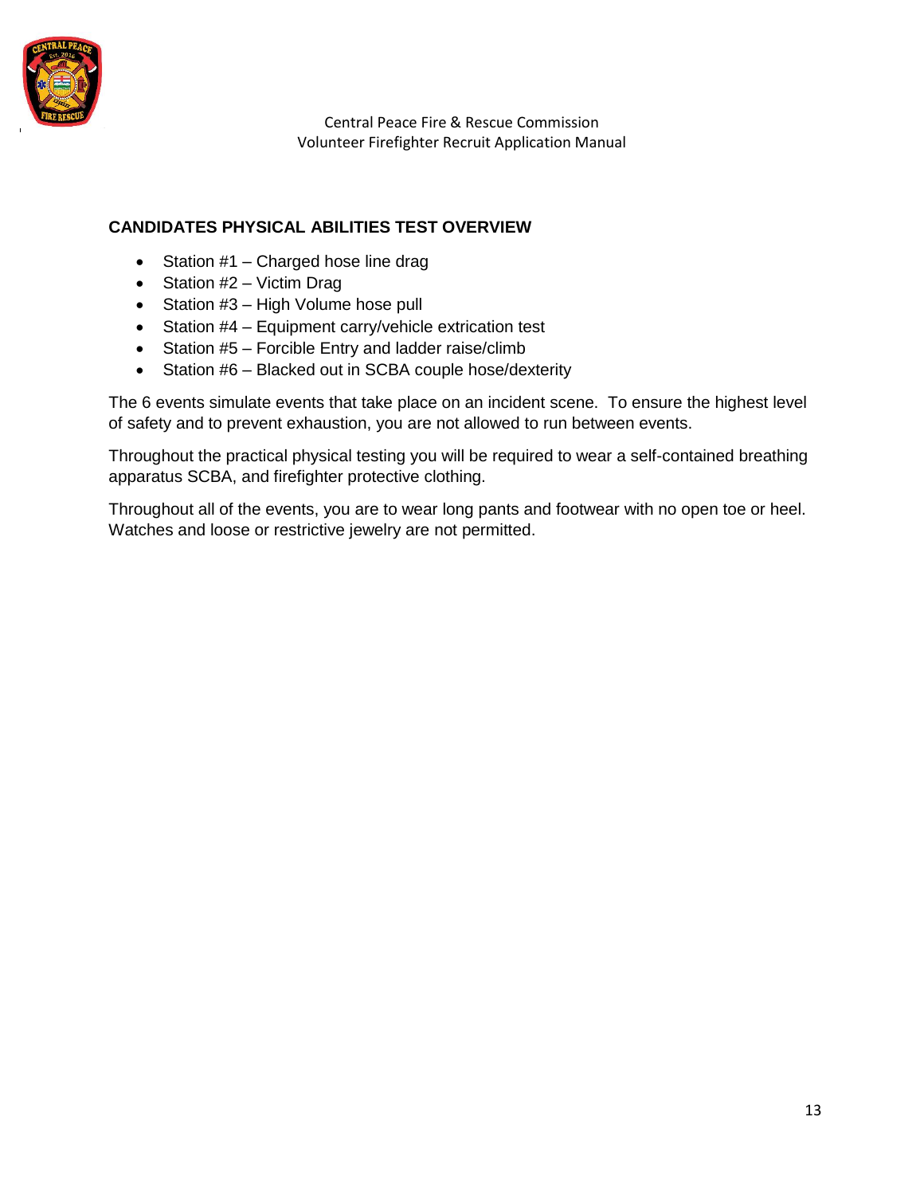## CANDIDATES PHYSICAL ABILITIES TEST OVERVIEW

- Station #1 – Charged hose line drag
- Station #2 – Victim Drag
- Station #3 – High Volume hose pull
- Station #4 – Equipment carry/vehicle extrication test
- Station #5 – Forcible Entry and ladder raise/climb
- Station #6 – Blacked out in SCBA couple hose/dexterity

The 6 events simulate events that take place on an incident scene. To ensure the highest level of safety and to prevent exhaustion, you are not allowed to run between events.

Throughout the practical physical testing you will be required to wear a self-contained breathing apparatus SCBA, and firefighter protective clothing.

Throughout all of the events, you are to wear long pants and footwear with no open toe or heel. Watches and loose or restrictive jewelry are not permitted.